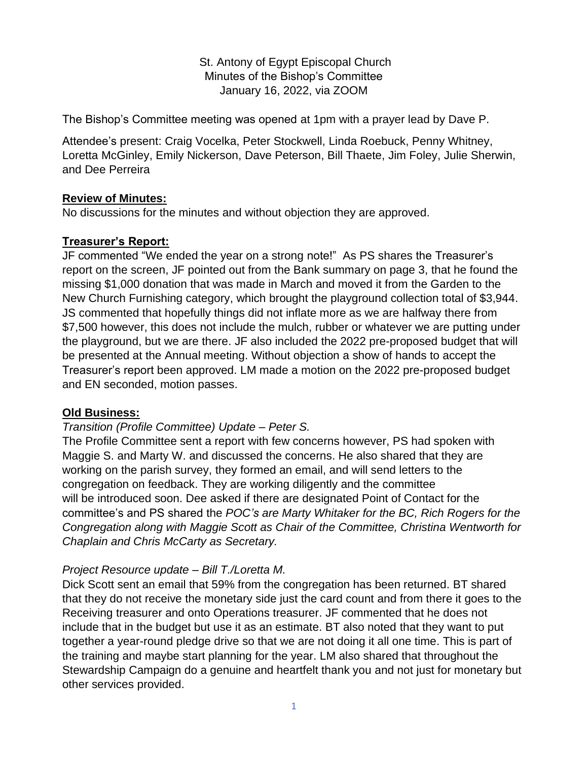St. Antony of Egypt Episcopal Church
Minutes of the Bishop's Committee
January 16, 2022, via ZOOM

The Bishop's Committee meeting was opened at 1pm with a prayer lead by Dave P.

Attendee's present: Craig Vocelka, Peter Stockwell, Linda Roebuck, Penny Whitney, Loretta McGinley, Emily Nickerson, Dave Peterson, Bill Thaete, Jim Foley, Julie Sherwin, and Dee Perreira

**Review of Minutes:**

No discussions for the minutes and without objection they are approved.

**Treasurer's Report:**

JF commented "We ended the year on a strong note!" As PS shares the Treasurer's report on the screen, JF pointed out from the Bank summary on page 3, that he found the missing $1,000 donation that was made in March and moved it from the Garden to the New Church Furnishing category, which brought the playground collection total of $3,944. JS commented that hopefully things did not inflate more as we are halfway there from $7,500 however, this does not include the mulch, rubber or whatever we are putting under the playground, but we are there. JF also included the 2022 pre-proposed budget that will be presented at the Annual meeting. Without objection a show of hands to accept the Treasurer's report been approved. LM made a motion on the 2022 pre-proposed budget and EN seconded, motion passes.

**Old Business:**

*Transition (Profile Committee) Update – Peter S.*

The Profile Committee sent a report with few concerns however, PS had spoken with Maggie S. and Marty W. and discussed the concerns. He also shared that they are working on the parish survey, they formed an email, and will send letters to the congregation on feedback. They are working diligently and the committee will be introduced soon. Dee asked if there are designated Point of Contact for the committee's and PS shared the *POC's are Marty Whitaker for the BC, Rich Rogers for the Congregation along with Maggie Scott as Chair of the Committee, Christina Wentworth for Chaplain and Chris McCarty as Secretary.*

*Project Resource update – Bill T./Loretta M.*

Dick Scott sent an email that 59% from the congregation has been returned. BT shared that they do not receive the monetary side just the card count and from there it goes to the Receiving treasurer and onto Operations treasurer. JF commented that he does not include that in the budget but use it as an estimate. BT also noted that they want to put together a year-round pledge drive so that we are not doing it all one time. This is part of the training and maybe start planning for the year. LM also shared that throughout the Stewardship Campaign do a genuine and heartfelt thank you and not just for monetary but other services provided.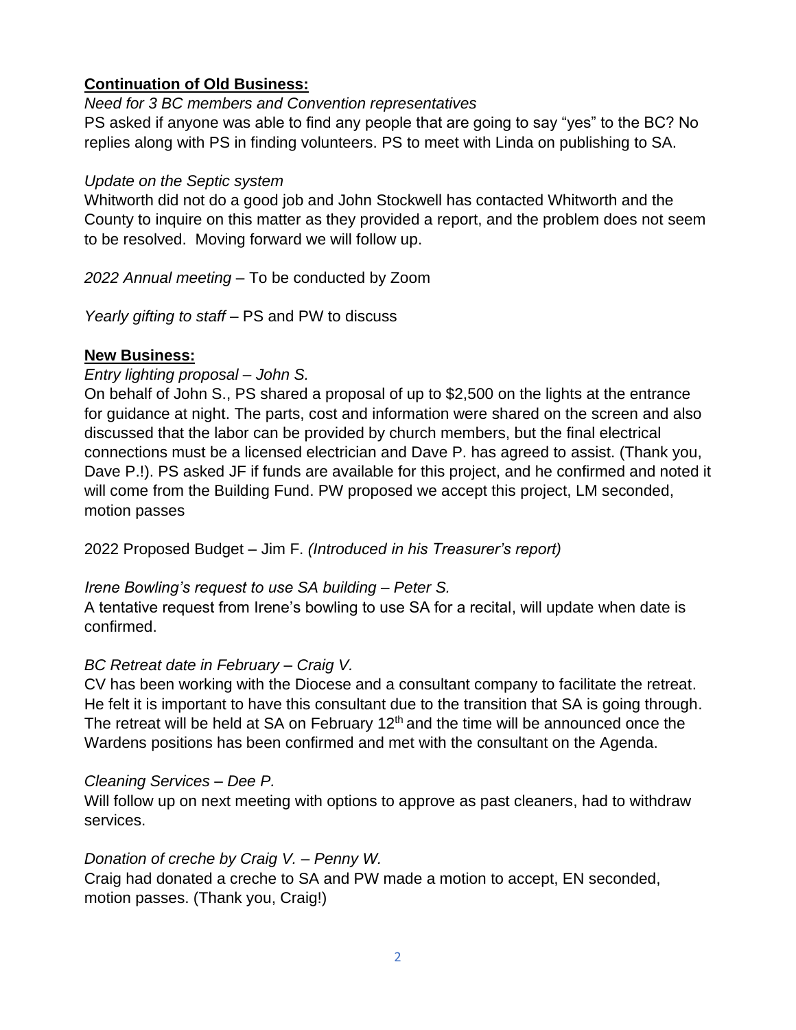**Continuation of Old Business:**

*Need for 3 BC members and Convention representatives*

PS asked if anyone was able to find any people that are going to say "yes" to the BC? No replies along with PS in finding volunteers. PS to meet with Linda on publishing to SA.

*Update on the Septic system*

Whitworth did not do a good job and John Stockwell has contacted Whitworth and the County to inquire on this matter as they provided a report, and the problem does not seem to be resolved. Moving forward we will follow up.

*2022 Annual meeting* – To be conducted by Zoom

*Yearly gifting to staff* – PS and PW to discuss

**New Business:**

*Entry lighting proposal – John S.*

On behalf of John S., PS shared a proposal of up to $2,500 on the lights at the entrance for guidance at night. The parts, cost and information were shared on the screen and also discussed that the labor can be provided by church members, but the final electrical connections must be a licensed electrician and Dave P. has agreed to assist. (Thank you, Dave P.!). PS asked JF if funds are available for this project, and he confirmed and noted it will come from the Building Fund. PW proposed we accept this project, LM seconded, motion passes

2022 Proposed Budget – Jim F. *(Introduced in his Treasurer's report)*

*Irene Bowling's request to use SA building – Peter S.*

A tentative request from Irene's bowling to use SA for a recital, will update when date is confirmed.

*BC Retreat date in February – Craig V.*

CV has been working with the Diocese and a consultant company to facilitate the retreat. He felt it is important to have this consultant due to the transition that SA is going through. The retreat will be held at SA on February 12th and the time will be announced once the Wardens positions has been confirmed and met with the consultant on the Agenda.

*Cleaning Services – Dee P.*

Will follow up on next meeting with options to approve as past cleaners, had to withdraw services.

*Donation of creche by Craig V. – Penny W.*

Craig had donated a creche to SA and PW made a motion to accept, EN seconded, motion passes. (Thank you, Craig!)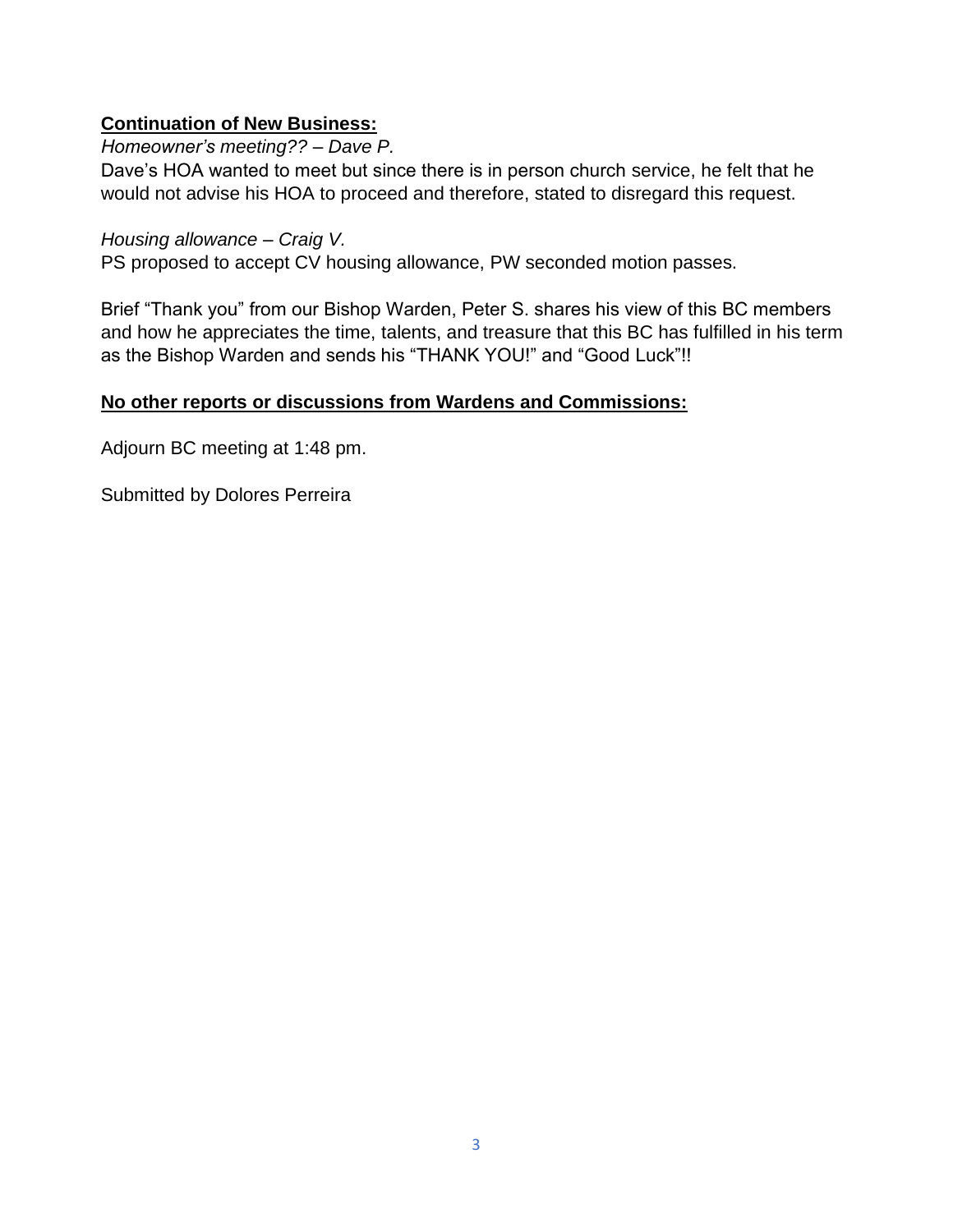**Continuation of New Business:**

*Homeowner's meeting?? – Dave P.*

Dave's HOA wanted to meet but since there is in person church service, he felt that he would not advise his HOA to proceed and therefore, stated to disregard this request.

*Housing allowance – Craig V.*

PS proposed to accept CV housing allowance, PW seconded motion passes.

Brief "Thank you" from our Bishop Warden, Peter S. shares his view of this BC members and how he appreciates the time, talents, and treasure that this BC has fulfilled in his term as the Bishop Warden and sends his "THANK YOU!" and "Good Luck"!!

**No other reports or discussions from Wardens and Commissions:**

Adjourn BC meeting at 1:48 pm.

Submitted by Dolores Perreira